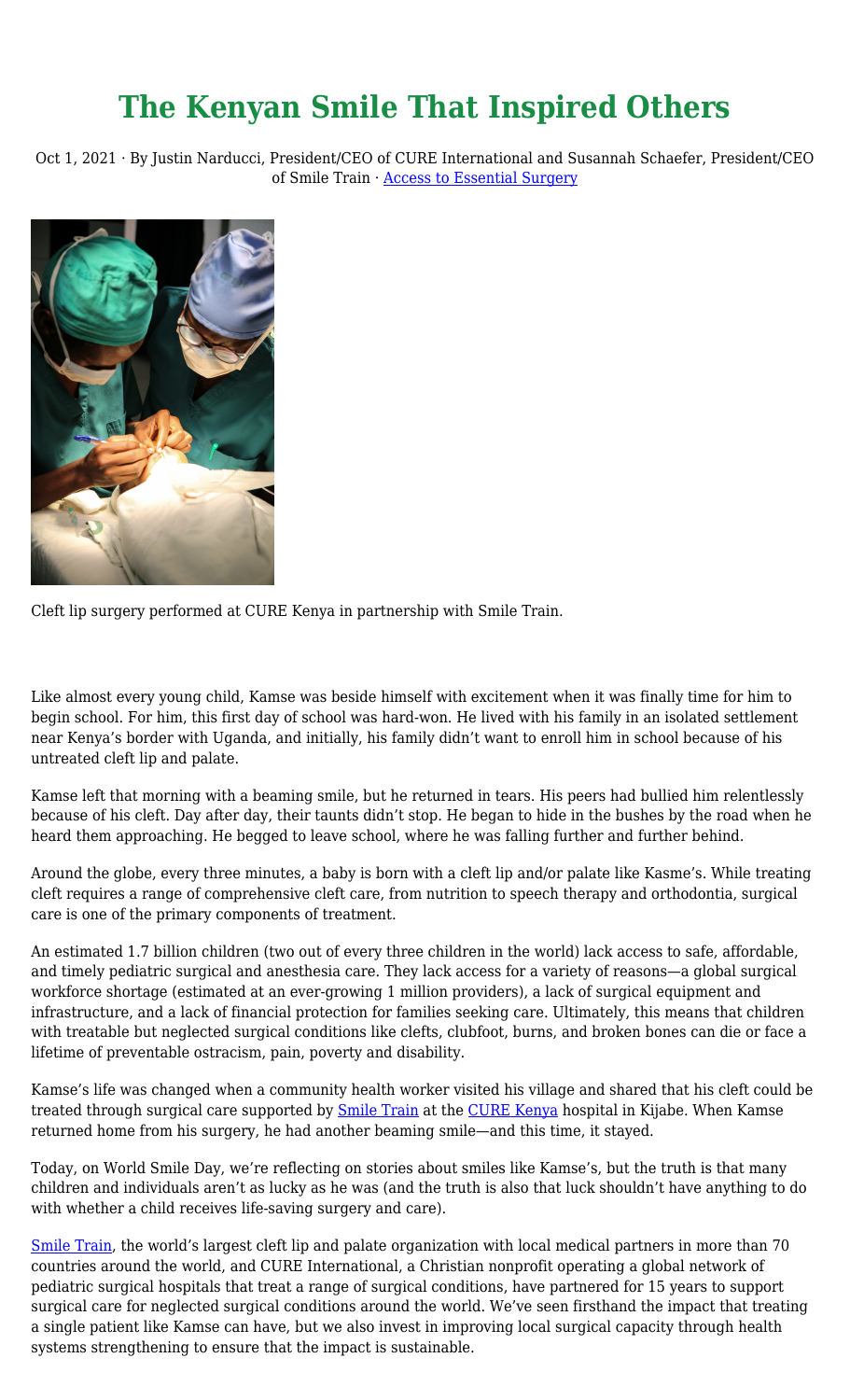# The Kenyan Smile That Inspired Others

Oct 1, 2021 · By Justin Narducci, President/CEO of CURE International and Susannah Schaefer, President/CEO of Smile Train · Access to Essential Surgery

Cleft lip surgery performed at CURE Kenya in partnership with Smile Train.

Like almost every young child, Kamse was beside himself with excitement when it was finally time for him to begin school. For him, this first day of school was hard-won. He lived with his family in an isolated settlement near Kenya's border with Uganda, and initially, his family didn't want to enroll him in school because of his untreated cleft lip and palate.

Kamse left that morning with a beaming smile, but he returned in tears. His peers had bullied him relentlessly because of his cleft. Day after day, their taunts didn't stop. He began to hide in the bushes by the road when he heard them approaching. He begged to leave school, where he was falling further and further behind.

Around the globe, every three minutes, a baby is born with a cleft lip and/or palate like Kasme's. While treating cleft requires a range of comprehensive cleft care, from nutrition to speech therapy and orthodontia, surgical care is one of the primary components of treatment.

An estimated 1.7 billion children (two out of every three children in the world) lack access to safe, affordable, and timely pediatric surgical and anesthesia care. They lack access for a variety of reasons—a global surgical workforce shortage (estimated at an ever-growing 1 million providers), a lack of surgical equipment and infrastructure, and a lack of financial protection for families seeking care. Ultimately, this means that children with treatable but neglected surgical conditions like clefts, clubfoot, burns, and broken bones can die or face a lifetime of preventable ostracism, pain, poverty and disability.

Kamse's life was changed when a community health worker visited his village and shared that his cleft could be treated through surgical care supported by Smile Train at the CURE Kenya hospital in Kijabe. When Kamse returned home from his surgery, he had another beaming smile—and this time, it stayed.

Today, on World Smile Day, we're reflecting on stories about smiles like Kamse's, but the truth is that many children and individuals aren't as lucky as he was (and the truth is also that luck shouldn't have anything to do with whether a child receives life-saving surgery and care).

Smile Train, the world's largest cleft lip and palate organization with local medical partners in more than 70 countries around the world, and CURE International, a Christian nonprofit operating a global network of pediatric surgical hospitals that treat a range of surgical conditions, have partnered for 15 years to support surgical care for neglected surgical conditions around the world. We've seen firsthand the impact that treating a single patient like Kamse can have, but we also invest in improving local surgical capacity through health systems strengthening to ensure that the impact is sustainable.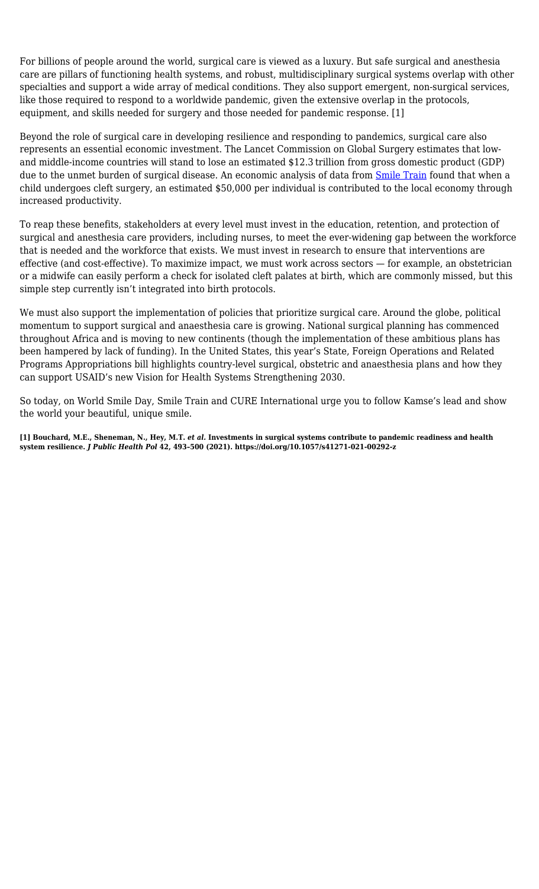For billions of people around the world, surgical care is viewed as a luxury. But safe surgical and anesthesia care are pillars of functioning health systems, and robust, multidisciplinary surgical systems overlap with other specialties and support a wide array of medical conditions. They also support emergent, non-surgical services, like those required to respond to a worldwide pandemic, given the extensive overlap in the protocols, equipment, and skills needed for surgery and those needed for pandemic response. [1]

Beyond the role of surgical care in developing resilience and responding to pandemics, surgical care also represents an essential economic investment. The Lancet Commission on Global Surgery estimates that low- and middle-income countries will stand to lose an estimated $12.3 trillion from gross domestic product (GDP) due to the unmet burden of surgical disease. An economic analysis of data from Smile Train found that when a child undergoes cleft surgery, an estimated $50,000 per individual is contributed to the local economy through increased productivity.

To reap these benefits, stakeholders at every level must invest in the education, retention, and protection of surgical and anesthesia care providers, including nurses, to meet the ever-widening gap between the workforce that is needed and the workforce that exists. We must invest in research to ensure that interventions are effective (and cost-effective). To maximize impact, we must work across sectors — for example, an obstetrician or a midwife can easily perform a check for isolated cleft palates at birth, which are commonly missed, but this simple step currently isn't integrated into birth protocols.

We must also support the implementation of policies that prioritize surgical care. Around the globe, political momentum to support surgical and anaesthesia care is growing. National surgical planning has commenced throughout Africa and is moving to new continents (though the implementation of these ambitious plans has been hampered by lack of funding). In the United States, this year's State, Foreign Operations and Related Programs Appropriations bill highlights country-level surgical, obstetric and anaesthesia plans and how they can support USAID's new Vision for Health Systems Strengthening 2030.

So today, on World Smile Day, Smile Train and CURE International urge you to follow Kamse's lead and show the world your beautiful, unique smile.

**[1] Bouchard, M.E., Sheneman, N., Hey, M.T. *et al*. Investments in surgical systems contribute to pandemic readiness and health system resilience. *J Public Health Pol* 42, 493–500 (2021). https://doi.org/10.1057/s41271-021-00292-z**